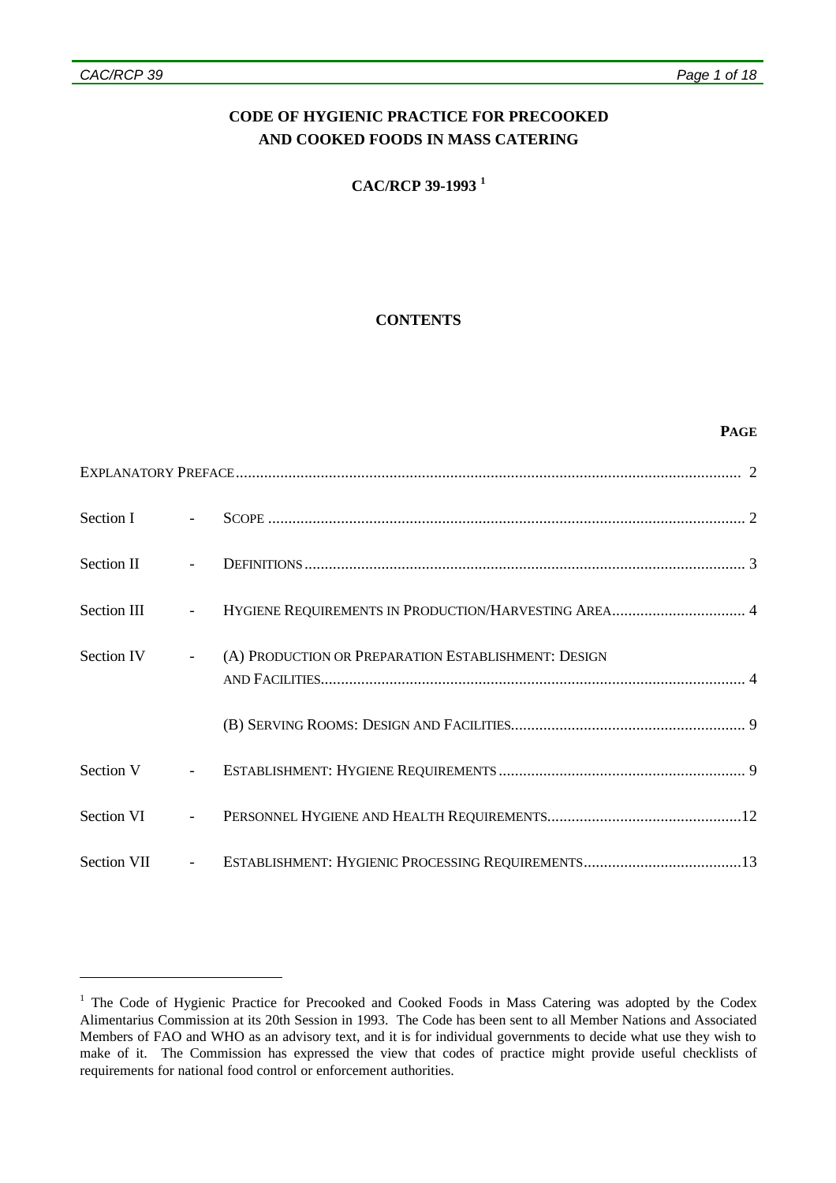# CODE OF HYGIENIC PRACTICE FOR PRECOOKED AND COOKED FOODS IN MASS CATERING

**CAC/RCP 39-1993** [1]

## CONTENTS

| | | | **PAGE** |
|---|---|---|---|
| EXPLANATORY PREFACE | | | 2 |
| Section I | - | SCOPE | 2 |
| Section II | - | DEFINITIONS | 3 |
| Section III | - | HYGIENE REQUIREMENTS IN PRODUCTION/HARVESTING AREA | 4 |
| Section IV | - | (A) PRODUCTION OR PREPARATION ESTABLISHMENT: DESIGN AND FACILITIES | 4 |
| | | (B) SERVING ROOMS: DESIGN AND FACILITIES | 9 |
| Section V | - | ESTABLISHMENT: HYGIENE REQUIREMENTS | 9 |
| Section VI | - | PERSONNEL HYGIENE AND HEALTH REQUIREMENTS | 12 |
| Section VII | - | ESTABLISHMENT: HYGIENIC PROCESSING REQUIREMENTS | 13 |

---

[1] The Code of Hygienic Practice for Precooked and Cooked Foods in Mass Catering was adopted by the Codex Alimentarius Commission at its 20th Session in 1993. The Code has been sent to all Member Nations and Associated Members of FAO and WHO as an advisory text, and it is for individual governments to decide what use they wish to make of it. The Commission has expressed the view that codes of practice might provide useful checklists of requirements for national food control or enforcement authorities.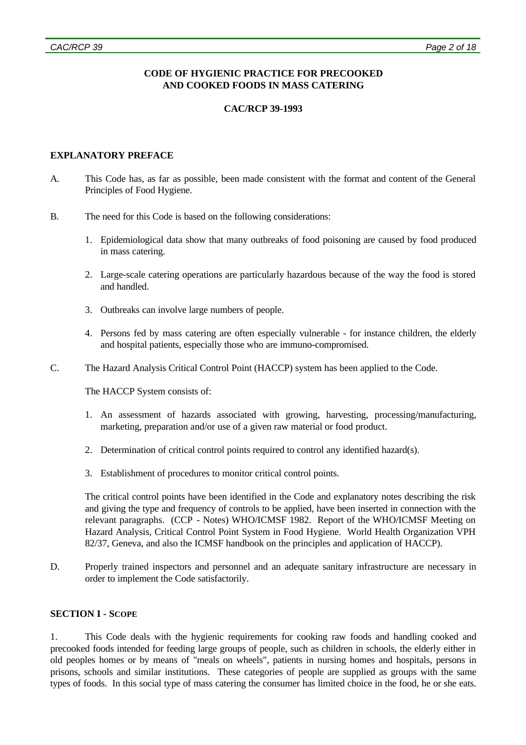**CODE OF HYGIENIC PRACTICE FOR PRECOOKED AND COOKED FOODS IN MASS CATERING**

**CAC/RCP 39-1993**

## EXPLANATORY PREFACE

A. This Code has, as far as possible, been made consistent with the format and content of the General Principles of Food Hygiene.

B. The need for this Code is based on the following considerations:

1. Epidemiological data show that many outbreaks of food poisoning are caused by food produced in mass catering.

2. Large-scale catering operations are particularly hazardous because of the way the food is stored and handled.

3. Outbreaks can involve large numbers of people.

4. Persons fed by mass catering are often especially vulnerable - for instance children, the elderly and hospital patients, especially those who are immuno-compromised.

C. The Hazard Analysis Critical Control Point (HACCP) system has been applied to the Code.

The HACCP System consists of:

1. An assessment of hazards associated with growing, harvesting, processing/manufacturing, marketing, preparation and/or use of a given raw material or food product.

2. Determination of critical control points required to control any identified hazard(s).

3. Establishment of procedures to monitor critical control points.

The critical control points have been identified in the Code and explanatory notes describing the risk and giving the type and frequency of controls to be applied, have been inserted in connection with the relevant paragraphs. (CCP - Notes) WHO/ICMSF 1982. Report of the WHO/ICMSF Meeting on Hazard Analysis, Critical Control Point System in Food Hygiene. World Health Organization VPH 82/37, Geneva, and also the ICMSF handbook on the principles and application of HACCP).

D. Properly trained inspectors and personnel and an adequate sanitary infrastructure are necessary in order to implement the Code satisfactorily.

## SECTION I - SCOPE

1. This Code deals with the hygienic requirements for cooking raw foods and handling cooked and precooked foods intended for feeding large groups of people, such as children in schools, the elderly either in old peoples homes or by means of "meals on wheels", patients in nursing homes and hospitals, persons in prisons, schools and similar institutions. These categories of people are supplied as groups with the same types of foods. In this social type of mass catering the consumer has limited choice in the food, he or she eats.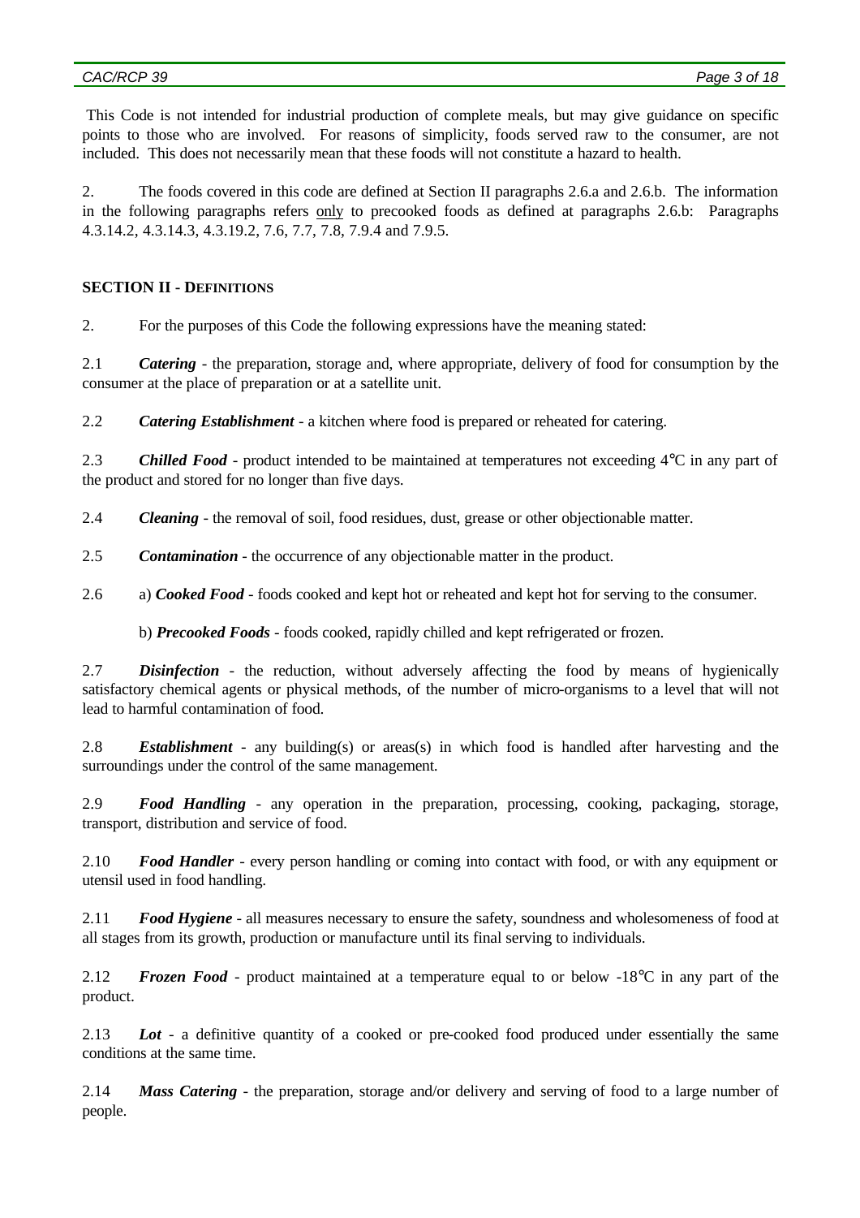This Code is not intended for industrial production of complete meals, but may give guidance on specific points to those who are involved. For reasons of simplicity, foods served raw to the consumer, are not included. This does not necessarily mean that these foods will not constitute a hazard to health.

2. The foods covered in this code are defined at Section II paragraphs 2.6.a and 2.6.b. The information in the following paragraphs refers <u>only</u> to precooked foods as defined at paragraphs 2.6.b: Paragraphs 4.3.14.2, 4.3.14.3, 4.3.19.2, 7.6, 7.7, 7.8, 7.9.4 and 7.9.5.

## SECTION II - DEFINITIONS

2. For the purposes of this Code the following expressions have the meaning stated:

2.1 ***Catering*** - the preparation, storage and, where appropriate, delivery of food for consumption by the consumer at the place of preparation or at a satellite unit.

2.2 ***Catering Establishment*** - a kitchen where food is prepared or reheated for catering.

2.3 ***Chilled Food*** - product intended to be maintained at temperatures not exceeding 4°C in any part of the product and stored for no longer than five days.

2.4 ***Cleaning*** - the removal of soil, food residues, dust, grease or other objectionable matter.

2.5 ***Contamination*** - the occurrence of any objectionable matter in the product.

2.6 a) ***Cooked Food*** - foods cooked and kept hot or reheated and kept hot for serving to the consumer.

b) ***Precooked Foods*** - foods cooked, rapidly chilled and kept refrigerated or frozen.

2.7 ***Disinfection*** - the reduction, without adversely affecting the food by means of hygienically satisfactory chemical agents or physical methods, of the number of micro-organisms to a level that will not lead to harmful contamination of food.

2.8 ***Establishment*** - any building(s) or areas(s) in which food is handled after harvesting and the surroundings under the control of the same management.

2.9 ***Food Handling*** - any operation in the preparation, processing, cooking, packaging, storage, transport, distribution and service of food.

2.10 ***Food Handler*** - every person handling or coming into contact with food, or with any equipment or utensil used in food handling.

2.11 ***Food Hygiene*** - all measures necessary to ensure the safety, soundness and wholesomeness of food at all stages from its growth, production or manufacture until its final serving to individuals.

2.12 ***Frozen Food*** - product maintained at a temperature equal to or below -18°C in any part of the product.

2.13 ***Lot*** - a definitive quantity of a cooked or pre-cooked food produced under essentially the same conditions at the same time.

2.14 ***Mass Catering*** - the preparation, storage and/or delivery and serving of food to a large number of people.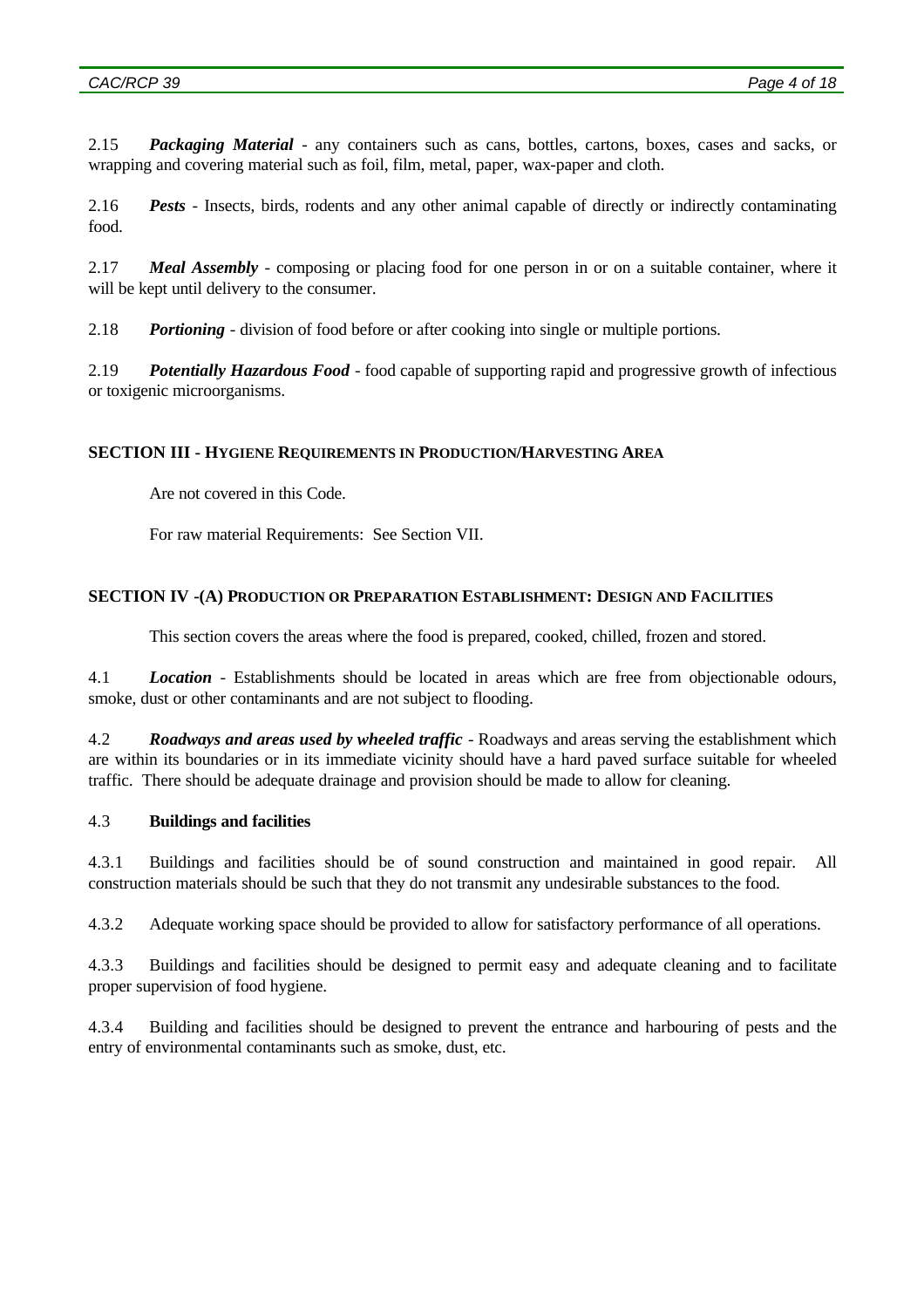2.15 ***Packaging Material*** - any containers such as cans, bottles, cartons, boxes, cases and sacks, or wrapping and covering material such as foil, film, metal, paper, wax-paper and cloth.

2.16 ***Pests*** - Insects, birds, rodents and any other animal capable of directly or indirectly contaminating food.

2.17 ***Meal Assembly*** - composing or placing food for one person in or on a suitable container, where it will be kept until delivery to the consumer.

2.18 ***Portioning*** - division of food before or after cooking into single or multiple portions.

2.19 ***Potentially Hazardous Food*** - food capable of supporting rapid and progressive growth of infectious or toxigenic microorganisms.

## SECTION III - HYGIENE REQUIREMENTS IN PRODUCTION/HARVESTING AREA

Are not covered in this Code.

For raw material Requirements: See Section VII.

## SECTION IV -(A) PRODUCTION OR PREPARATION ESTABLISHMENT: DESIGN AND FACILITIES

This section covers the areas where the food is prepared, cooked, chilled, frozen and stored.

4.1 ***Location*** - Establishments should be located in areas which are free from objectionable odours, smoke, dust or other contaminants and are not subject to flooding.

4.2 ***Roadways and areas used by wheeled traffic*** - Roadways and areas serving the establishment which are within its boundaries or in its immediate vicinity should have a hard paved surface suitable for wheeled traffic. There should be adequate drainage and provision should be made to allow for cleaning.

### 4.3 Buildings and facilities

4.3.1 Buildings and facilities should be of sound construction and maintained in good repair. All construction materials should be such that they do not transmit any undesirable substances to the food.

4.3.2 Adequate working space should be provided to allow for satisfactory performance of all operations.

4.3.3 Buildings and facilities should be designed to permit easy and adequate cleaning and to facilitate proper supervision of food hygiene.

4.3.4 Building and facilities should be designed to prevent the entrance and harbouring of pests and the entry of environmental contaminants such as smoke, dust, etc.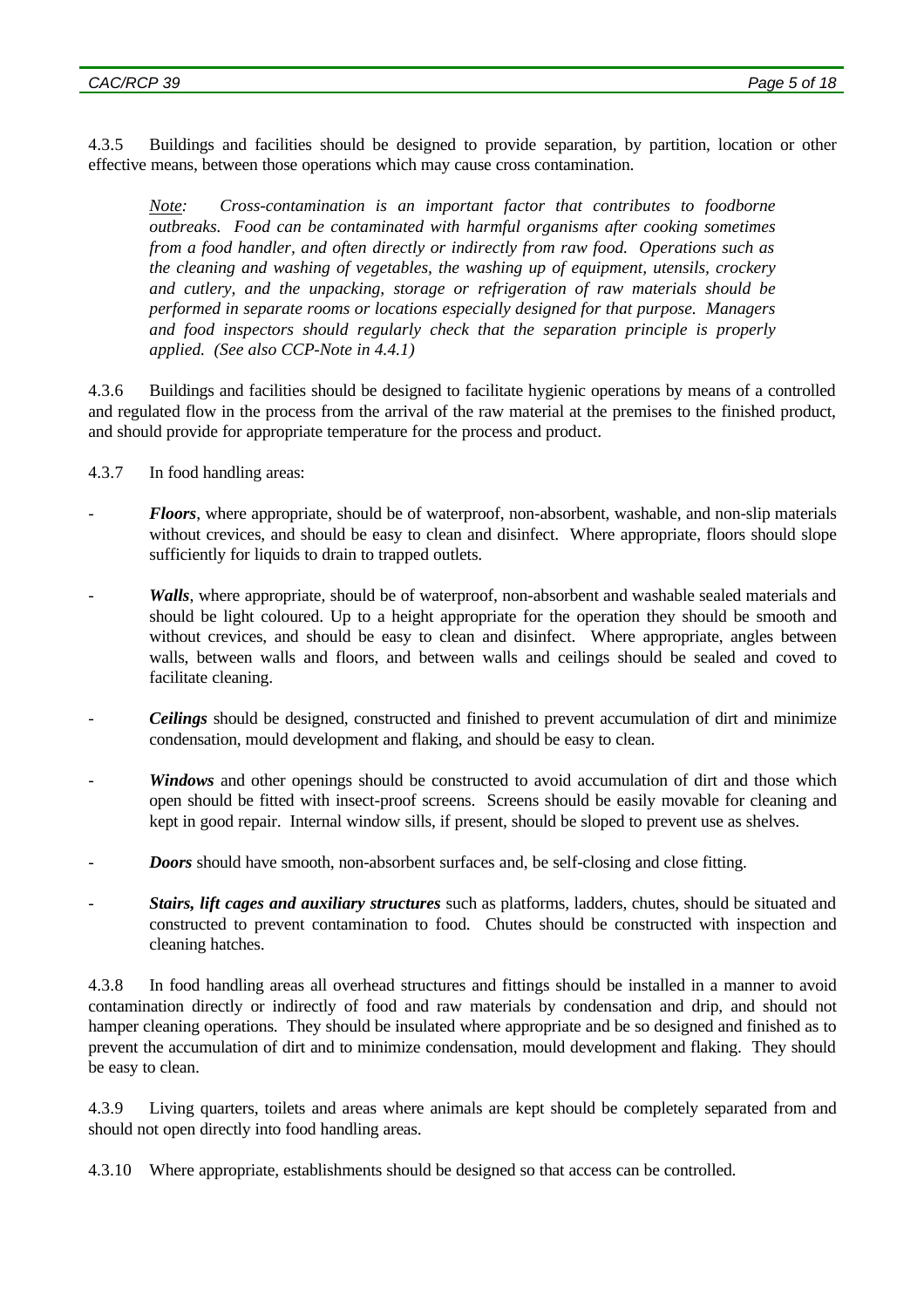4.3.5 Buildings and facilities should be designed to provide separation, by partition, location or other effective means, between those operations which may cause cross contamination.

> *Note: Cross-contamination is an important factor that contributes to foodborne outbreaks. Food can be contaminated with harmful organisms after cooking sometimes from a food handler, and often directly or indirectly from raw food. Operations such as the cleaning and washing of vegetables, the washing up of equipment, utensils, crockery and cutlery, and the unpacking, storage or refrigeration of raw materials should be performed in separate rooms or locations especially designed for that purpose. Managers and food inspectors should regularly check that the separation principle is properly applied. (See also CCP-Note in 4.4.1)*

4.3.6 Buildings and facilities should be designed to facilitate hygienic operations by means of a controlled and regulated flow in the process from the arrival of the raw material at the premises to the finished product, and should provide for appropriate temperature for the process and product.

4.3.7 In food handling areas:

- ***Floors***, where appropriate, should be of waterproof, non-absorbent, washable, and non-slip materials without crevices, and should be easy to clean and disinfect. Where appropriate, floors should slope sufficiently for liquids to drain to trapped outlets.

- ***Walls***, where appropriate, should be of waterproof, non-absorbent and washable sealed materials and should be light coloured. Up to a height appropriate for the operation they should be smooth and without crevices, and should be easy to clean and disinfect. Where appropriate, angles between walls, between walls and floors, and between walls and ceilings should be sealed and coved to facilitate cleaning.

- ***Ceilings*** should be designed, constructed and finished to prevent accumulation of dirt and minimize condensation, mould development and flaking, and should be easy to clean.

- ***Windows*** and other openings should be constructed to avoid accumulation of dirt and those which open should be fitted with insect-proof screens. Screens should be easily movable for cleaning and kept in good repair. Internal window sills, if present, should be sloped to prevent use as shelves.

- ***Doors*** should have smooth, non-absorbent surfaces and, be self-closing and close fitting.

- ***Stairs, lift cages and auxiliary structures*** such as platforms, ladders, chutes, should be situated and constructed to prevent contamination to food. Chutes should be constructed with inspection and cleaning hatches.

4.3.8 In food handling areas all overhead structures and fittings should be installed in a manner to avoid contamination directly or indirectly of food and raw materials by condensation and drip, and should not hamper cleaning operations. They should be insulated where appropriate and be so designed and finished as to prevent the accumulation of dirt and to minimize condensation, mould development and flaking. They should be easy to clean.

4.3.9 Living quarters, toilets and areas where animals are kept should be completely separated from and should not open directly into food handling areas.

4.3.10 Where appropriate, establishments should be designed so that access can be controlled.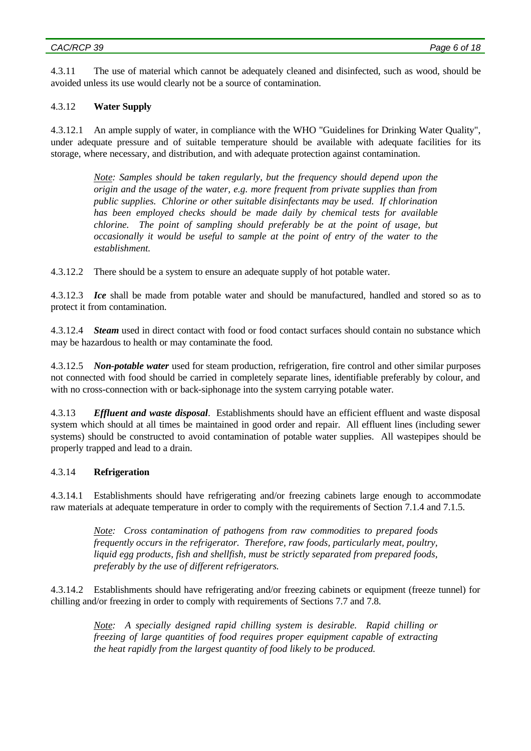4.3.11 The use of material which cannot be adequately cleaned and disinfected, such as wood, should be avoided unless its use would clearly not be a source of contamination.

4.3.12 **Water Supply**

4.3.12.1 An ample supply of water, in compliance with the WHO "Guidelines for Drinking Water Quality", under adequate pressure and of suitable temperature should be available with adequate facilities for its storage, where necessary, and distribution, and with adequate protection against contamination.

> *Note: Samples should be taken regularly, but the frequency should depend upon the origin and the usage of the water, e.g. more frequent from private supplies than from public supplies. Chlorine or other suitable disinfectants may be used. If chlorination has been employed checks should be made daily by chemical tests for available chlorine. The point of sampling should preferably be at the point of usage, but occasionally it would be useful to sample at the point of entry of the water to the establishment.*

4.3.12.2 There should be a system to ensure an adequate supply of hot potable water.

4.3.12.3 ***Ice*** shall be made from potable water and should be manufactured, handled and stored so as to protect it from contamination.

4.3.12.4 ***Steam*** used in direct contact with food or food contact surfaces should contain no substance which may be hazardous to health or may contaminate the food.

4.3.12.5 ***Non-potable water*** used for steam production, refrigeration, fire control and other similar purposes not connected with food should be carried in completely separate lines, identifiable preferably by colour, and with no cross-connection with or back-siphonage into the system carrying potable water.

4.3.13 ***Effluent and waste disposal***. Establishments should have an efficient effluent and waste disposal system which should at all times be maintained in good order and repair. All effluent lines (including sewer systems) should be constructed to avoid contamination of potable water supplies. All wastepipes should be properly trapped and lead to a drain.

4.3.14 **Refrigeration**

4.3.14.1 Establishments should have refrigerating and/or freezing cabinets large enough to accommodate raw materials at adequate temperature in order to comply with the requirements of Section 7.1.4 and 7.1.5.

> *Note: Cross contamination of pathogens from raw commodities to prepared foods frequently occurs in the refrigerator. Therefore, raw foods, particularly meat, poultry, liquid egg products, fish and shellfish, must be strictly separated from prepared foods, preferably by the use of different refrigerators.*

4.3.14.2 Establishments should have refrigerating and/or freezing cabinets or equipment (freeze tunnel) for chilling and/or freezing in order to comply with requirements of Sections 7.7 and 7.8.

> *Note: A specially designed rapid chilling system is desirable. Rapid chilling or freezing of large quantities of food requires proper equipment capable of extracting the heat rapidly from the largest quantity of food likely to be produced.*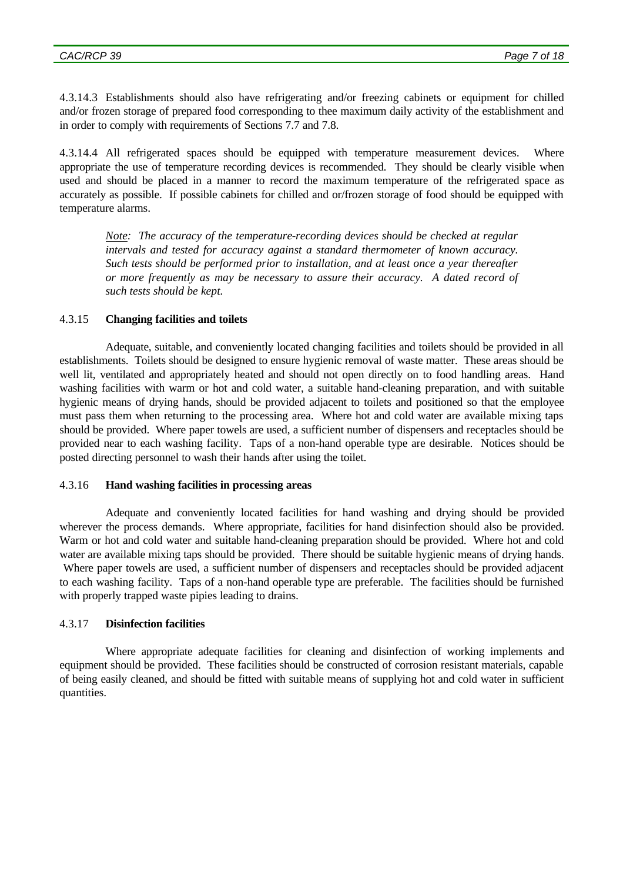4.3.14.3 Establishments should also have refrigerating and/or freezing cabinets or equipment for chilled and/or frozen storage of prepared food corresponding to thee maximum daily activity of the establishment and in order to comply with requirements of Sections 7.7 and 7.8.

4.3.14.4 All refrigerated spaces should be equipped with temperature measurement devices. Where appropriate the use of temperature recording devices is recommended. They should be clearly visible when used and should be placed in a manner to record the maximum temperature of the refrigerated space as accurately as possible. If possible cabinets for chilled and or/frozen storage of food should be equipped with temperature alarms.

> *Note: The accuracy of the temperature-recording devices should be checked at regular intervals and tested for accuracy against a standard thermometer of known accuracy. Such tests should be performed prior to installation, and at least once a year thereafter or more frequently as may be necessary to assure their accuracy. A dated record of such tests should be kept.*

4.3.15 **Changing facilities and toilets**

Adequate, suitable, and conveniently located changing facilities and toilets should be provided in all establishments. Toilets should be designed to ensure hygienic removal of waste matter. These areas should be well lit, ventilated and appropriately heated and should not open directly on to food handling areas. Hand washing facilities with warm or hot and cold water, a suitable hand-cleaning preparation, and with suitable hygienic means of drying hands, should be provided adjacent to toilets and positioned so that the employee must pass them when returning to the processing area. Where hot and cold water are available mixing taps should be provided. Where paper towels are used, a sufficient number of dispensers and receptacles should be provided near to each washing facility. Taps of a non-hand operable type are desirable. Notices should be posted directing personnel to wash their hands after using the toilet.

4.3.16 **Hand washing facilities in processing areas**

Adequate and conveniently located facilities for hand washing and drying should be provided wherever the process demands. Where appropriate, facilities for hand disinfection should also be provided. Warm or hot and cold water and suitable hand-cleaning preparation should be provided. Where hot and cold water are available mixing taps should be provided. There should be suitable hygienic means of drying hands. Where paper towels are used, a sufficient number of dispensers and receptacles should be provided adjacent to each washing facility. Taps of a non-hand operable type are preferable. The facilities should be furnished with properly trapped waste pipies leading to drains.

4.3.17 **Disinfection facilities**

Where appropriate adequate facilities for cleaning and disinfection of working implements and equipment should be provided. These facilities should be constructed of corrosion resistant materials, capable of being easily cleaned, and should be fitted with suitable means of supplying hot and cold water in sufficient quantities.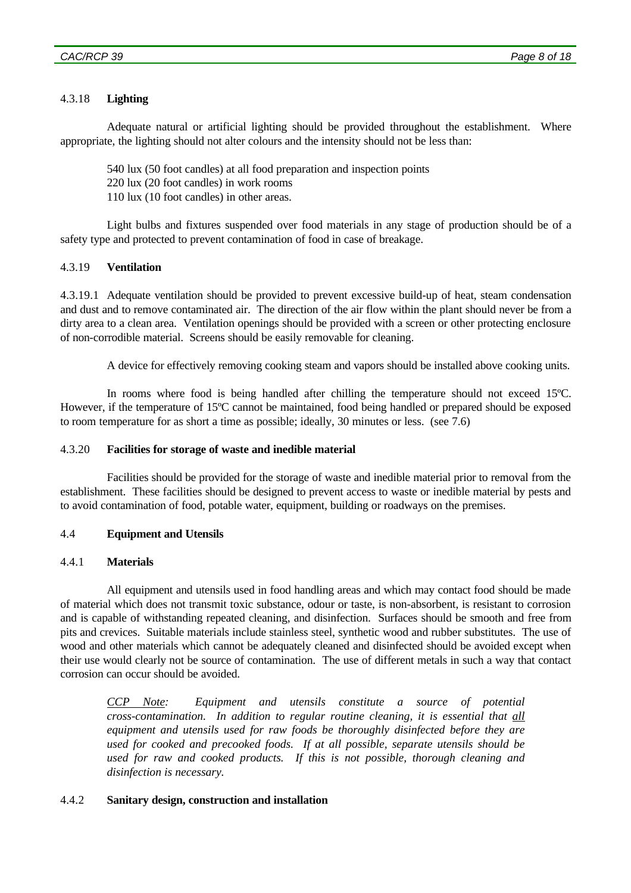#### 4.3.18 **Lighting**

Adequate natural or artificial lighting should be provided throughout the establishment. Where appropriate, the lighting should not alter colours and the intensity should not be less than:

540 lux (50 foot candles) at all food preparation and inspection points
220 lux (20 foot candles) in work rooms
110 lux (10 foot candles) in other areas.

Light bulbs and fixtures suspended over food materials in any stage of production should be of a safety type and protected to prevent contamination of food in case of breakage.

#### 4.3.19 **Ventilation**

4.3.19.1 Adequate ventilation should be provided to prevent excessive build-up of heat, steam condensation and dust and to remove contaminated air. The direction of the air flow within the plant should never be from a dirty area to a clean area. Ventilation openings should be provided with a screen or other protecting enclosure of non-corrodible material. Screens should be easily removable for cleaning.

A device for effectively removing cooking steam and vapors should be installed above cooking units.

In rooms where food is being handled after chilling the temperature should not exceed 15ºC. However, if the temperature of 15ºC cannot be maintained, food being handled or prepared should be exposed to room temperature for as short a time as possible; ideally, 30 minutes or less. (see 7.6)

#### 4.3.20 **Facilities for storage of waste and inedible material**

Facilities should be provided for the storage of waste and inedible material prior to removal from the establishment. These facilities should be designed to prevent access to waste or inedible material by pests and to avoid contamination of food, potable water, equipment, building or roadways on the premises.

### 4.4 **Equipment and Utensils**

#### 4.4.1 **Materials**

All equipment and utensils used in food handling areas and which may contact food should be made of material which does not transmit toxic substance, odour or taste, is non-absorbent, is resistant to corrosion and is capable of withstanding repeated cleaning, and disinfection. Surfaces should be smooth and free from pits and crevices. Suitable materials include stainless steel, synthetic wood and rubber substitutes. The use of wood and other materials which cannot be adequately cleaned and disinfected should be avoided except when their use would clearly not be source of contamination. The use of different metals in such a way that contact corrosion can occur should be avoided.

> *CCP Note: Equipment and utensils constitute a source of potential cross-contamination. In addition to regular routine cleaning, it is essential that all equipment and utensils used for raw foods be thoroughly disinfected before they are used for cooked and precooked foods. If at all possible, separate utensils should be used for raw and cooked products. If this is not possible, thorough cleaning and disinfection is necessary.*

#### 4.4.2 **Sanitary design, construction and installation**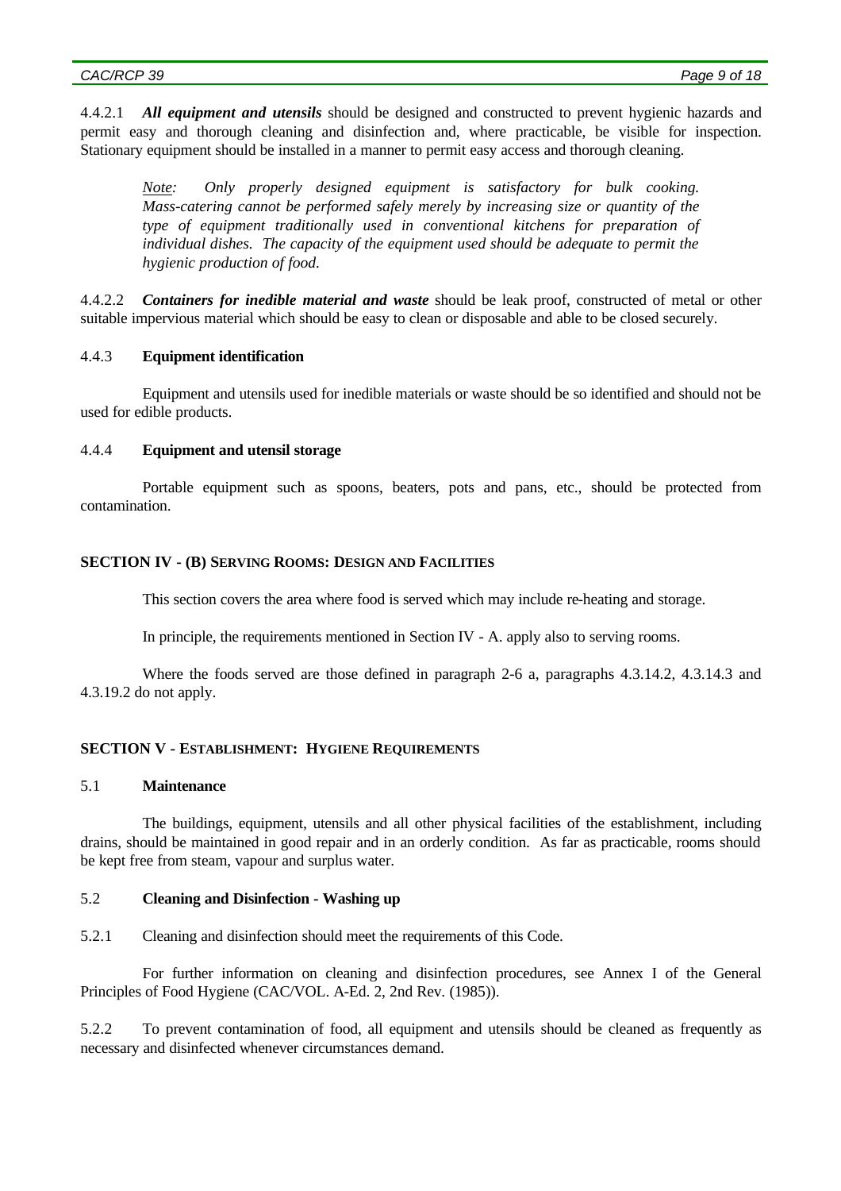4.4.2.1 ***All equipment and utensils*** should be designed and constructed to prevent hygienic hazards and permit easy and thorough cleaning and disinfection and, where practicable, be visible for inspection. Stationary equipment should be installed in a manner to permit easy access and thorough cleaning.

> *Note: Only properly designed equipment is satisfactory for bulk cooking. Mass-catering cannot be performed safely merely by increasing size or quantity of the type of equipment traditionally used in conventional kitchens for preparation of individual dishes. The capacity of the equipment used should be adequate to permit the hygienic production of food.*

4.4.2.2 ***Containers for inedible material and waste*** should be leak proof, constructed of metal or other suitable impervious material which should be easy to clean or disposable and able to be closed securely.

### 4.4.3 Equipment identification

Equipment and utensils used for inedible materials or waste should be so identified and should not be used for edible products.

### 4.4.4 Equipment and utensil storage

Portable equipment such as spoons, beaters, pots and pans, etc., should be protected from contamination.

## SECTION IV - (B) SERVING ROOMS: DESIGN AND FACILITIES

This section covers the area where food is served which may include re-heating and storage.

In principle, the requirements mentioned in Section IV - A. apply also to serving rooms.

Where the foods served are those defined in paragraph 2-6 a, paragraphs 4.3.14.2, 4.3.14.3 and 4.3.19.2 do not apply.

## SECTION V - ESTABLISHMENT: HYGIENE REQUIREMENTS

### 5.1 Maintenance

The buildings, equipment, utensils and all other physical facilities of the establishment, including drains, should be maintained in good repair and in an orderly condition. As far as practicable, rooms should be kept free from steam, vapour and surplus water.

### 5.2 Cleaning and Disinfection - Washing up

5.2.1 Cleaning and disinfection should meet the requirements of this Code.

For further information on cleaning and disinfection procedures, see Annex I of the General Principles of Food Hygiene (CAC/VOL. A-Ed. 2, 2nd Rev. (1985)).

5.2.2 To prevent contamination of food, all equipment and utensils should be cleaned as frequently as necessary and disinfected whenever circumstances demand.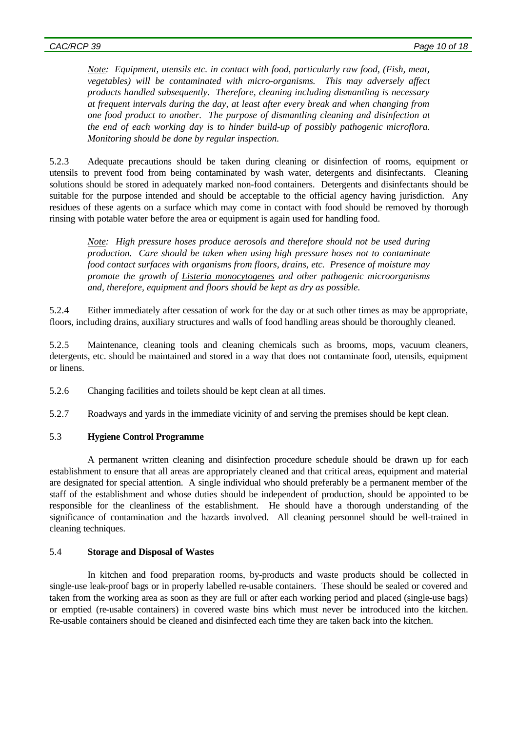*<u>Note</u>: Equipment, utensils etc. in contact with food, particularly raw food, (Fish, meat, vegetables) will be contaminated with micro-organisms. This may adversely affect products handled subsequently. Therefore, cleaning including dismantling is necessary at frequent intervals during the day, at least after every break and when changing from one food product to another. The purpose of dismantling cleaning and disinfection at the end of each working day is to hinder build-up of possibly pathogenic microflora. Monitoring should be done by regular inspection.*

5.2.3 Adequate precautions should be taken during cleaning or disinfection of rooms, equipment or utensils to prevent food from being contaminated by wash water, detergents and disinfectants. Cleaning solutions should be stored in adequately marked non-food containers. Detergents and disinfectants should be suitable for the purpose intended and should be acceptable to the official agency having jurisdiction. Any residues of these agents on a surface which may come in contact with food should be removed by thorough rinsing with potable water before the area or equipment is again used for handling food.

*<u>Note</u>: High pressure hoses produce aerosols and therefore should not be used during production. Care should be taken when using high pressure hoses not to contaminate food contact surfaces with organisms from floors, drains, etc. Presence of moisture may promote the growth of <u>Listeria monocytogenes</u> and other pathogenic microorganisms and, therefore, equipment and floors should be kept as dry as possible.*

5.2.4 Either immediately after cessation of work for the day or at such other times as may be appropriate, floors, including drains, auxiliary structures and walls of food handling areas should be thoroughly cleaned.

5.2.5 Maintenance, cleaning tools and cleaning chemicals such as brooms, mops, vacuum cleaners, detergents, etc. should be maintained and stored in a way that does not contaminate food, utensils, equipment or linens.

5.2.6 Changing facilities and toilets should be kept clean at all times.

5.2.7 Roadways and yards in the immediate vicinity of and serving the premises should be kept clean.

### 5.3 Hygiene Control Programme

A permanent written cleaning and disinfection procedure schedule should be drawn up for each establishment to ensure that all areas are appropriately cleaned and that critical areas, equipment and material are designated for special attention. A single individual who should preferably be a permanent member of the staff of the establishment and whose duties should be independent of production, should be appointed to be responsible for the cleanliness of the establishment. He should have a thorough understanding of the significance of contamination and the hazards involved. All cleaning personnel should be well-trained in cleaning techniques.

### 5.4 Storage and Disposal of Wastes

In kitchen and food preparation rooms, by-products and waste products should be collected in single-use leak-proof bags or in properly labelled re-usable containers. These should be sealed or covered and taken from the working area as soon as they are full or after each working period and placed (single-use bags) or emptied (re-usable containers) in covered waste bins which must never be introduced into the kitchen. Re-usable containers should be cleaned and disinfected each time they are taken back into the kitchen.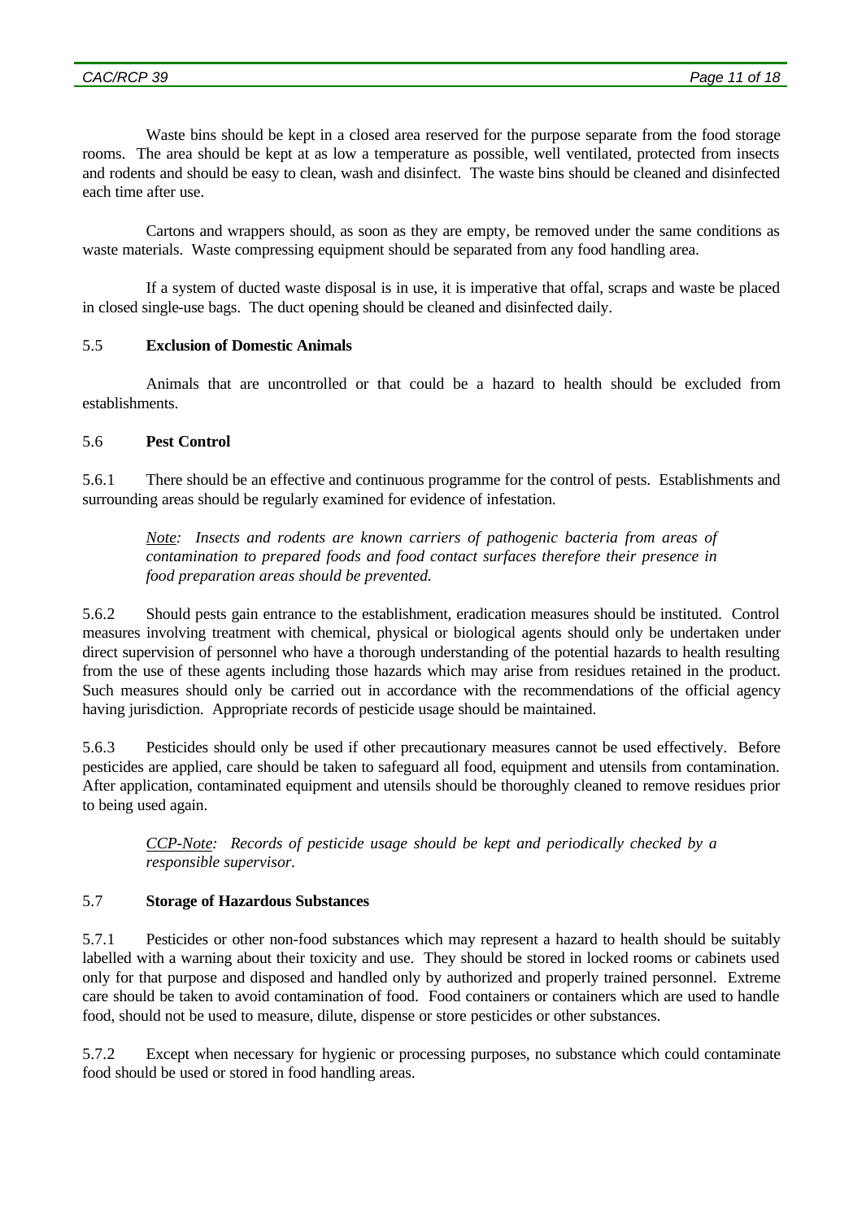Waste bins should be kept in a closed area reserved for the purpose separate from the food storage rooms. The area should be kept at as low a temperature as possible, well ventilated, protected from insects and rodents and should be easy to clean, wash and disinfect. The waste bins should be cleaned and disinfected each time after use.

Cartons and wrappers should, as soon as they are empty, be removed under the same conditions as waste materials. Waste compressing equipment should be separated from any food handling area.

If a system of ducted waste disposal is in use, it is imperative that offal, scraps and waste be placed in closed single-use bags. The duct opening should be cleaned and disinfected daily.

### 5.5 **Exclusion of Domestic Animals**

Animals that are uncontrolled or that could be a hazard to health should be excluded from establishments.

### 5.6 **Pest Control**

5.6.1 There should be an effective and continuous programme for the control of pests. Establishments and surrounding areas should be regularly examined for evidence of infestation.

> *Note: Insects and rodents are known carriers of pathogenic bacteria from areas of contamination to prepared foods and food contact surfaces therefore their presence in food preparation areas should be prevented.*

5.6.2 Should pests gain entrance to the establishment, eradication measures should be instituted. Control measures involving treatment with chemical, physical or biological agents should only be undertaken under direct supervision of personnel who have a thorough understanding of the potential hazards to health resulting from the use of these agents including those hazards which may arise from residues retained in the product. Such measures should only be carried out in accordance with the recommendations of the official agency having jurisdiction. Appropriate records of pesticide usage should be maintained.

5.6.3 Pesticides should only be used if other precautionary measures cannot be used effectively. Before pesticides are applied, care should be taken to safeguard all food, equipment and utensils from contamination. After application, contaminated equipment and utensils should be thoroughly cleaned to remove residues prior to being used again.

> *CCP-Note: Records of pesticide usage should be kept and periodically checked by a responsible supervisor.*

### 5.7 **Storage of Hazardous Substances**

5.7.1 Pesticides or other non-food substances which may represent a hazard to health should be suitably labelled with a warning about their toxicity and use. They should be stored in locked rooms or cabinets used only for that purpose and disposed and handled only by authorized and properly trained personnel. Extreme care should be taken to avoid contamination of food. Food containers or containers which are used to handle food, should not be used to measure, dilute, dispense or store pesticides or other substances.

5.7.2 Except when necessary for hygienic or processing purposes, no substance which could contaminate food should be used or stored in food handling areas.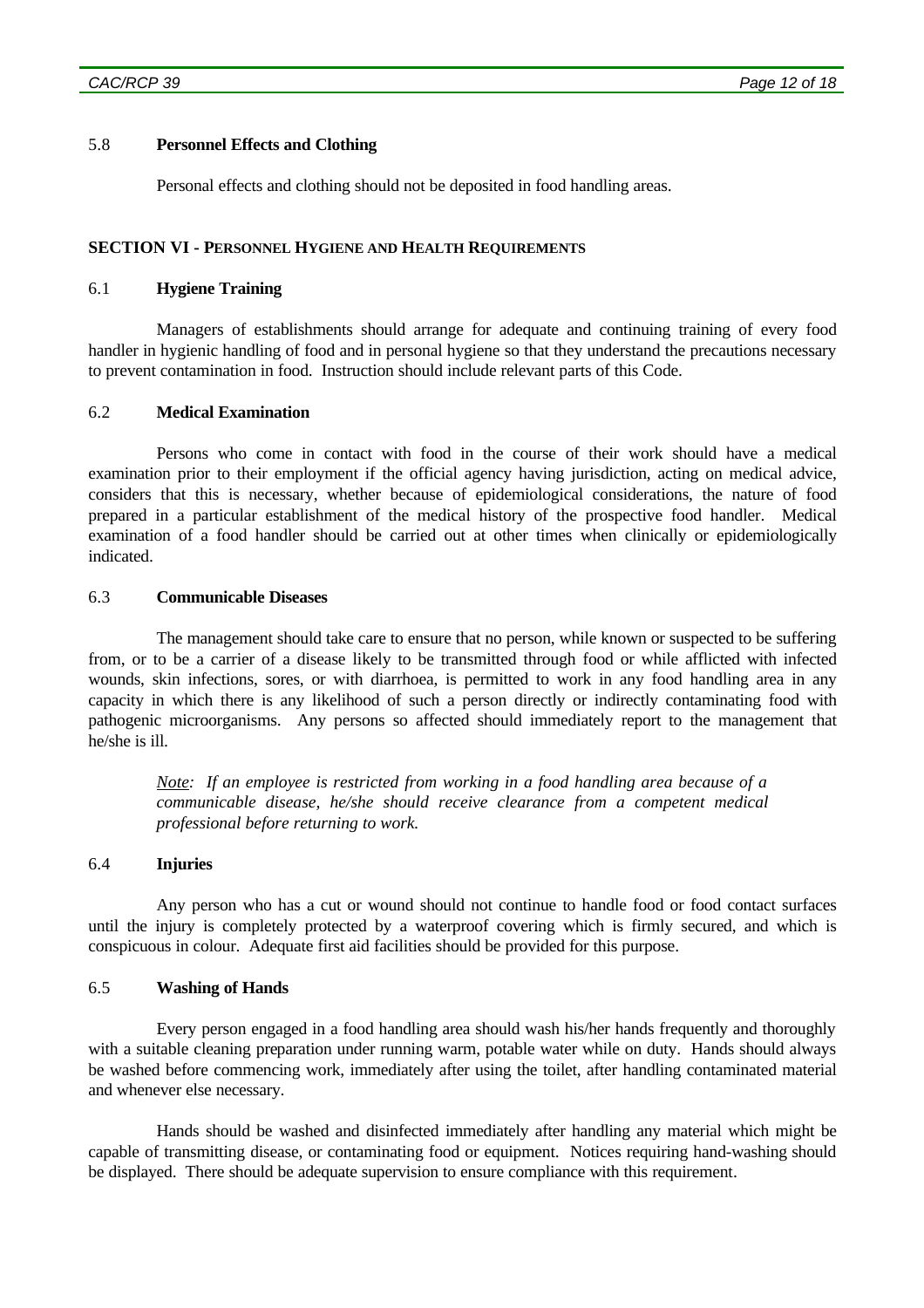### 5.8 **Personnel Effects and Clothing**

Personal effects and clothing should not be deposited in food handling areas.

## SECTION VI - PERSONNEL HYGIENE AND HEALTH REQUIREMENTS

### 6.1 **Hygiene Training**

Managers of establishments should arrange for adequate and continuing training of every food handler in hygienic handling of food and in personal hygiene so that they understand the precautions necessary to prevent contamination in food. Instruction should include relevant parts of this Code.

### 6.2 **Medical Examination**

Persons who come in contact with food in the course of their work should have a medical examination prior to their employment if the official agency having jurisdiction, acting on medical advice, considers that this is necessary, whether because of epidemiological considerations, the nature of food prepared in a particular establishment of the medical history of the prospective food handler. Medical examination of a food handler should be carried out at other times when clinically or epidemiologically indicated.

### 6.3 **Communicable Diseases**

The management should take care to ensure that no person, while known or suspected to be suffering from, or to be a carrier of a disease likely to be transmitted through food or while afflicted with infected wounds, skin infections, sores, or with diarrhoea, is permitted to work in any food handling area in any capacity in which there is any likelihood of such a person directly or indirectly contaminating food with pathogenic microorganisms. Any persons so affected should immediately report to the management that he/she is ill.

> *Note: If an employee is restricted from working in a food handling area because of a communicable disease, he/she should receive clearance from a competent medical professional before returning to work.*

### 6.4 **Injuries**

Any person who has a cut or wound should not continue to handle food or food contact surfaces until the injury is completely protected by a waterproof covering which is firmly secured, and which is conspicuous in colour. Adequate first aid facilities should be provided for this purpose.

### 6.5 **Washing of Hands**

Every person engaged in a food handling area should wash his/her hands frequently and thoroughly with a suitable cleaning preparation under running warm, potable water while on duty. Hands should always be washed before commencing work, immediately after using the toilet, after handling contaminated material and whenever else necessary.

Hands should be washed and disinfected immediately after handling any material which might be capable of transmitting disease, or contaminating food or equipment. Notices requiring hand-washing should be displayed. There should be adequate supervision to ensure compliance with this requirement.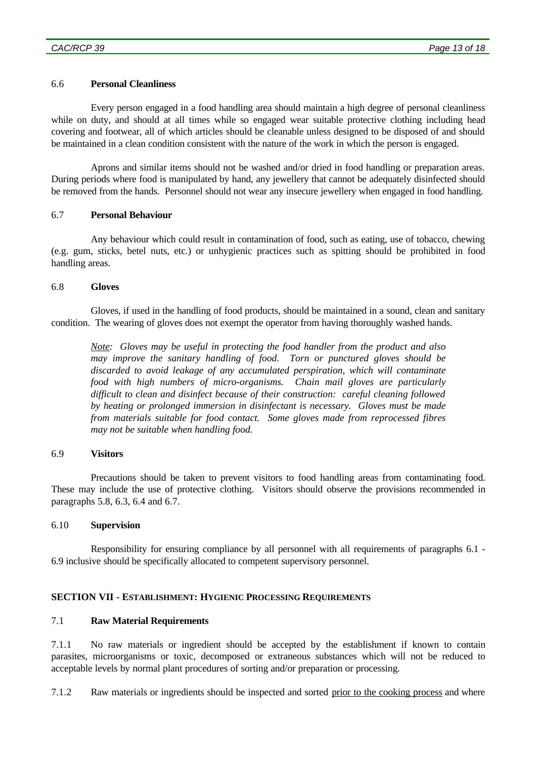### 6.6 **Personal Cleanliness**

Every person engaged in a food handling area should maintain a high degree of personal cleanliness while on duty, and should at all times while so engaged wear suitable protective clothing including head covering and footwear, all of which articles should be cleanable unless designed to be disposed of and should be maintained in a clean condition consistent with the nature of the work in which the person is engaged.

Aprons and similar items should not be washed and/or dried in food handling or preparation areas. During periods where food is manipulated by hand, any jewellery that cannot be adequately disinfected should be removed from the hands. Personnel should not wear any insecure jewellery when engaged in food handling.

### 6.7 **Personal Behaviour**

Any behaviour which could result in contamination of food, such as eating, use of tobacco, chewing (e.g. gum, sticks, betel nuts, etc.) or unhygienic practices such as spitting should be prohibited in food handling areas.

### 6.8 **Gloves**

Gloves, if used in the handling of food products, should be maintained in a sound, clean and sanitary condition. The wearing of gloves does not exempt the operator from having thoroughly washed hands.

> *<u>Note</u>: Gloves may be useful in protecting the food handler from the product and also may improve the sanitary handling of food. Torn or punctured gloves should be discarded to avoid leakage of any accumulated perspiration, which will contaminate food with high numbers of micro-organisms. Chain mail gloves are particularly difficult to clean and disinfect because of their construction: careful cleaning followed by heating or prolonged immersion in disinfectant is necessary. Gloves must be made from materials suitable for food contact. Some gloves made from reprocessed fibres may not be suitable when handling food.*

### 6.9 **Visitors**

Precautions should be taken to prevent visitors to food handling areas from contaminating food. These may include the use of protective clothing. Visitors should observe the provisions recommended in paragraphs 5.8, 6.3, 6.4 and 6.7.

### 6.10 **Supervision**

Responsibility for ensuring compliance by all personnel with all requirements of paragraphs 6.1 - 6.9 inclusive should be specifically allocated to competent supervisory personnel.

## SECTION VII - ESTABLISHMENT: HYGIENIC PROCESSING REQUIREMENTS

### 7.1 **Raw Material Requirements**

7.1.1 No raw materials or ingredient should be accepted by the establishment if known to contain parasites, microorganisms or toxic, decomposed or extraneous substances which will not be reduced to acceptable levels by normal plant procedures of sorting and/or preparation or processing.

7.1.2 Raw materials or ingredients should be inspected and sorted <u>prior to the cooking process</u> and where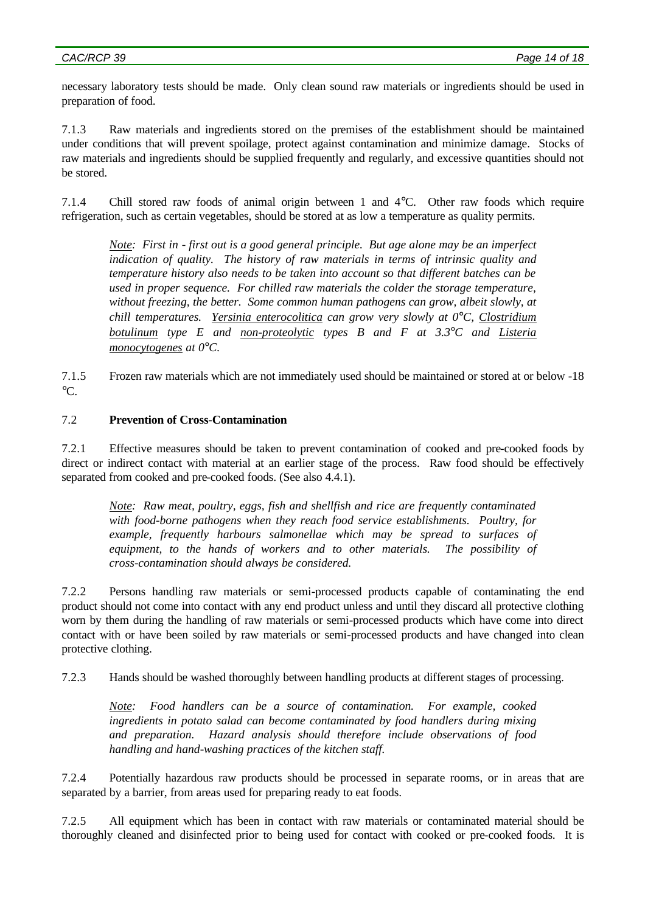necessary laboratory tests should be made. Only clean sound raw materials or ingredients should be used in preparation of food.

7.1.3 Raw materials and ingredients stored on the premises of the establishment should be maintained under conditions that will prevent spoilage, protect against contamination and minimize damage. Stocks of raw materials and ingredients should be supplied frequently and regularly, and excessive quantities should not be stored.

7.1.4 Chill stored raw foods of animal origin between 1 and 4°C. Other raw foods which require refrigeration, such as certain vegetables, should be stored at as low a temperature as quality permits.

> *Note: First in - first out is a good general principle. But age alone may be an imperfect indication of quality. The history of raw materials in terms of intrinsic quality and temperature history also needs to be taken into account so that different batches can be used in proper sequence. For chilled raw materials the colder the storage temperature, without freezing, the better. Some common human pathogens can grow, albeit slowly, at chill temperatures. Yersinia enterocolitica can grow very slowly at 0°C, Clostridium botulinum type E and non-proteolytic types B and F at 3.3°C and Listeria monocytogenes at 0°C.*

7.1.5 Frozen raw materials which are not immediately used should be maintained or stored at or below -18 °C.

### 7.2 Prevention of Cross-Contamination

7.2.1 Effective measures should be taken to prevent contamination of cooked and pre-cooked foods by direct or indirect contact with material at an earlier stage of the process. Raw food should be effectively separated from cooked and pre-cooked foods. (See also 4.4.1).

> *Note: Raw meat, poultry, eggs, fish and shellfish and rice are frequently contaminated with food-borne pathogens when they reach food service establishments. Poultry, for example, frequently harbours salmonellae which may be spread to surfaces of equipment, to the hands of workers and to other materials. The possibility of cross-contamination should always be considered.*

7.2.2 Persons handling raw materials or semi-processed products capable of contaminating the end product should not come into contact with any end product unless and until they discard all protective clothing worn by them during the handling of raw materials or semi-processed products which have come into direct contact with or have been soiled by raw materials or semi-processed products and have changed into clean protective clothing.

7.2.3 Hands should be washed thoroughly between handling products at different stages of processing.

> *Note: Food handlers can be a source of contamination. For example, cooked ingredients in potato salad can become contaminated by food handlers during mixing and preparation. Hazard analysis should therefore include observations of food handling and hand-washing practices of the kitchen staff.*

7.2.4 Potentially hazardous raw products should be processed in separate rooms, or in areas that are separated by a barrier, from areas used for preparing ready to eat foods.

7.2.5 All equipment which has been in contact with raw materials or contaminated material should be thoroughly cleaned and disinfected prior to being used for contact with cooked or pre-cooked foods. It is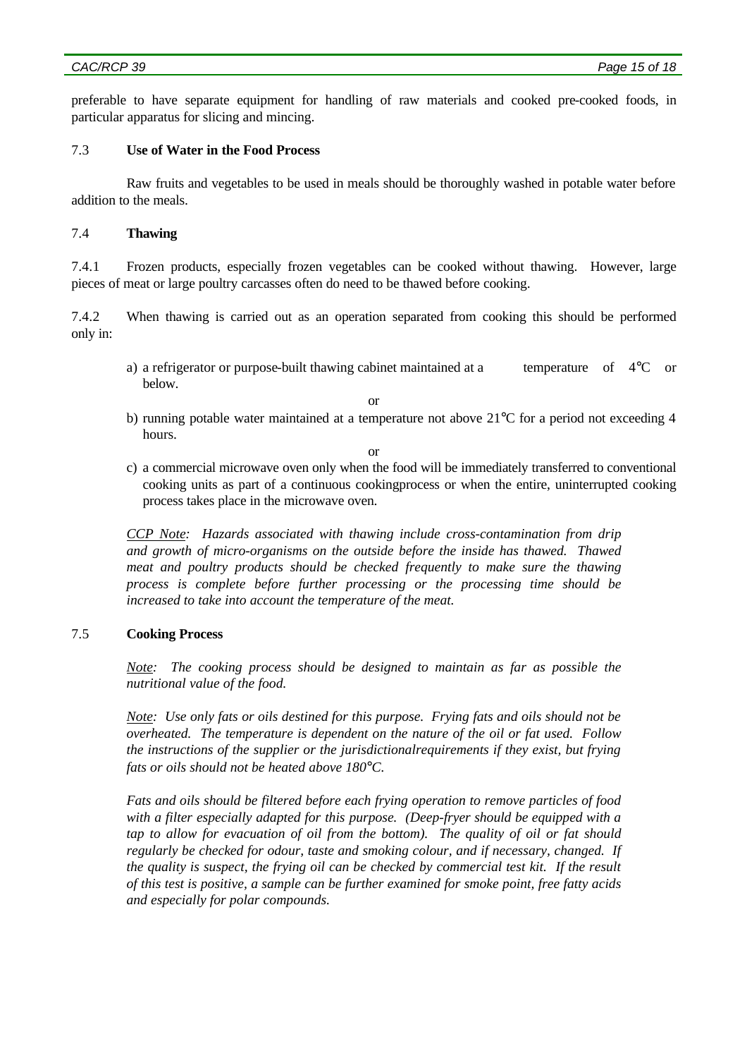preferable to have separate equipment for handling of raw materials and cooked pre-cooked foods, in particular apparatus for slicing and mincing.

### 7.3 Use of Water in the Food Process

Raw fruits and vegetables to be used in meals should be thoroughly washed in potable water before addition to the meals.

### 7.4 Thawing

7.4.1 Frozen products, especially frozen vegetables can be cooked without thawing. However, large pieces of meat or large poultry carcasses often do need to be thawed before cooking.

7.4.2 When thawing is carried out as an operation separated from cooking this should be performed only in:

a) a refrigerator or purpose-built thawing cabinet maintained at a temperature of 4°C or below.

or

b) running potable water maintained at a temperature not above 21°C for a period not exceeding 4 hours.

or

c) a commercial microwave oven only when the food will be immediately transferred to conventional cooking units as part of a continuous cookingprocess or when the entire, uninterrupted cooking process takes place in the microwave oven.

*CCP Note: Hazards associated with thawing include cross-contamination from drip and growth of micro-organisms on the outside before the inside has thawed. Thawed meat and poultry products should be checked frequently to make sure the thawing process is complete before further processing or the processing time should be increased to take into account the temperature of the meat.*

### 7.5 Cooking Process

*Note: The cooking process should be designed to maintain as far as possible the nutritional value of the food.*

*Note: Use only fats or oils destined for this purpose. Frying fats and oils should not be overheated. The temperature is dependent on the nature of the oil or fat used. Follow the instructions of the supplier or the jurisdictionalrequirements if they exist, but frying fats or oils should not be heated above 180°C.*

*Fats and oils should be filtered before each frying operation to remove particles of food with a filter especially adapted for this purpose. (Deep-fryer should be equipped with a tap to allow for evacuation of oil from the bottom). The quality of oil or fat should regularly be checked for odour, taste and smoking colour, and if necessary, changed. If the quality is suspect, the frying oil can be checked by commercial test kit. If the result of this test is positive, a sample can be further examined for smoke point, free fatty acids and especially for polar compounds.*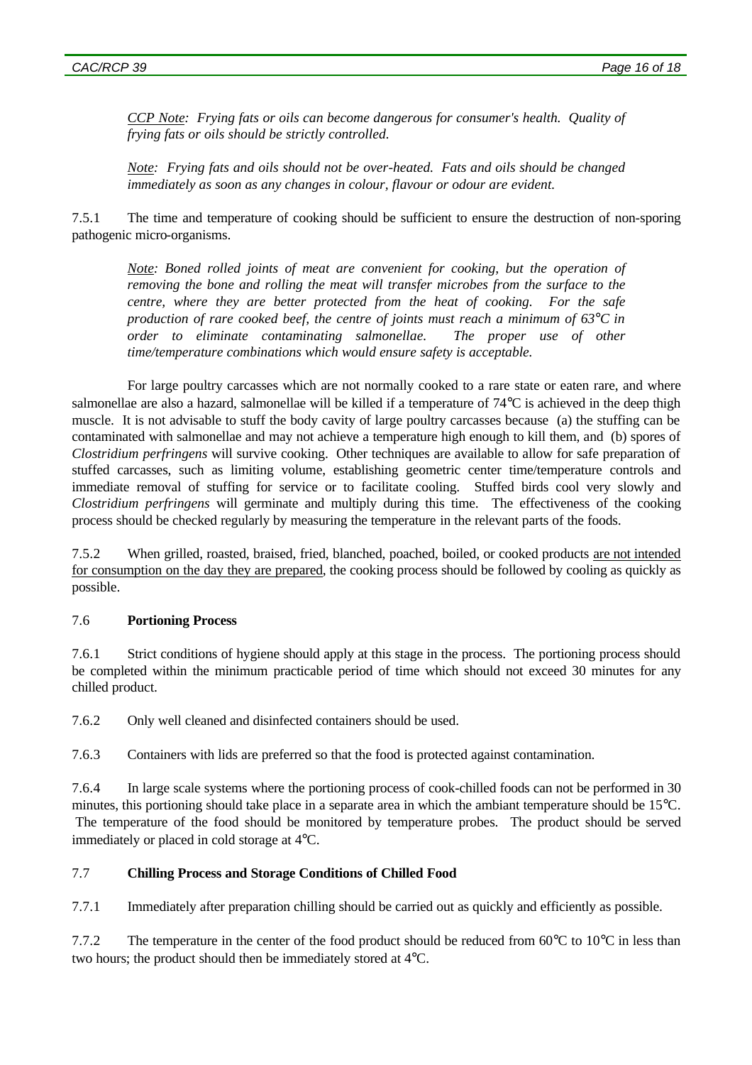*<u>CCP Note</u>: Frying fats or oils can become dangerous for consumer's health. Quality of frying fats or oils should be strictly controlled.*

*<u>Note</u>: Frying fats and oils should not be over-heated. Fats and oils should be changed immediately as soon as any changes in colour, flavour or odour are evident.*

7.5.1 The time and temperature of cooking should be sufficient to ensure the destruction of non-sporing pathogenic micro-organisms.

*<u>Note</u>: Boned rolled joints of meat are convenient for cooking, but the operation of removing the bone and rolling the meat will transfer microbes from the surface to the centre, where they are better protected from the heat of cooking. For the safe production of rare cooked beef, the centre of joints must reach a minimum of 63°C in order to eliminate contaminating salmonellae. The proper use of other time/temperature combinations which would ensure safety is acceptable.*

For large poultry carcasses which are not normally cooked to a rare state or eaten rare, and where salmonellae are also a hazard, salmonellae will be killed if a temperature of 74°C is achieved in the deep thigh muscle. It is not advisable to stuff the body cavity of large poultry carcasses because (a) the stuffing can be contaminated with salmonellae and may not achieve a temperature high enough to kill them, and (b) spores of *Clostridium perfringens* will survive cooking. Other techniques are available to allow for safe preparation of stuffed carcasses, such as limiting volume, establishing geometric center time/temperature controls and immediate removal of stuffing for service or to facilitate cooling. Stuffed birds cool very slowly and *Clostridium perfringens* will germinate and multiply during this time. The effectiveness of the cooking process should be checked regularly by measuring the temperature in the relevant parts of the foods.

7.5.2 When grilled, roasted, braised, fried, blanched, poached, boiled, or cooked products <u>are not intended for consumption on the day they are prepared</u>, the cooking process should be followed by cooling as quickly as possible.

### 7.6 **Portioning Process**

7.6.1 Strict conditions of hygiene should apply at this stage in the process. The portioning process should be completed within the minimum practicable period of time which should not exceed 30 minutes for any chilled product.

7.6.2 Only well cleaned and disinfected containers should be used.

7.6.3 Containers with lids are preferred so that the food is protected against contamination.

7.6.4 In large scale systems where the portioning process of cook-chilled foods can not be performed in 30 minutes, this portioning should take place in a separate area in which the ambiant temperature should be 15°C. The temperature of the food should be monitored by temperature probes. The product should be served immediately or placed in cold storage at 4°C.

### 7.7 **Chilling Process and Storage Conditions of Chilled Food**

7.7.1 Immediately after preparation chilling should be carried out as quickly and efficiently as possible.

7.7.2 The temperature in the center of the food product should be reduced from 60°C to 10°C in less than two hours; the product should then be immediately stored at 4°C.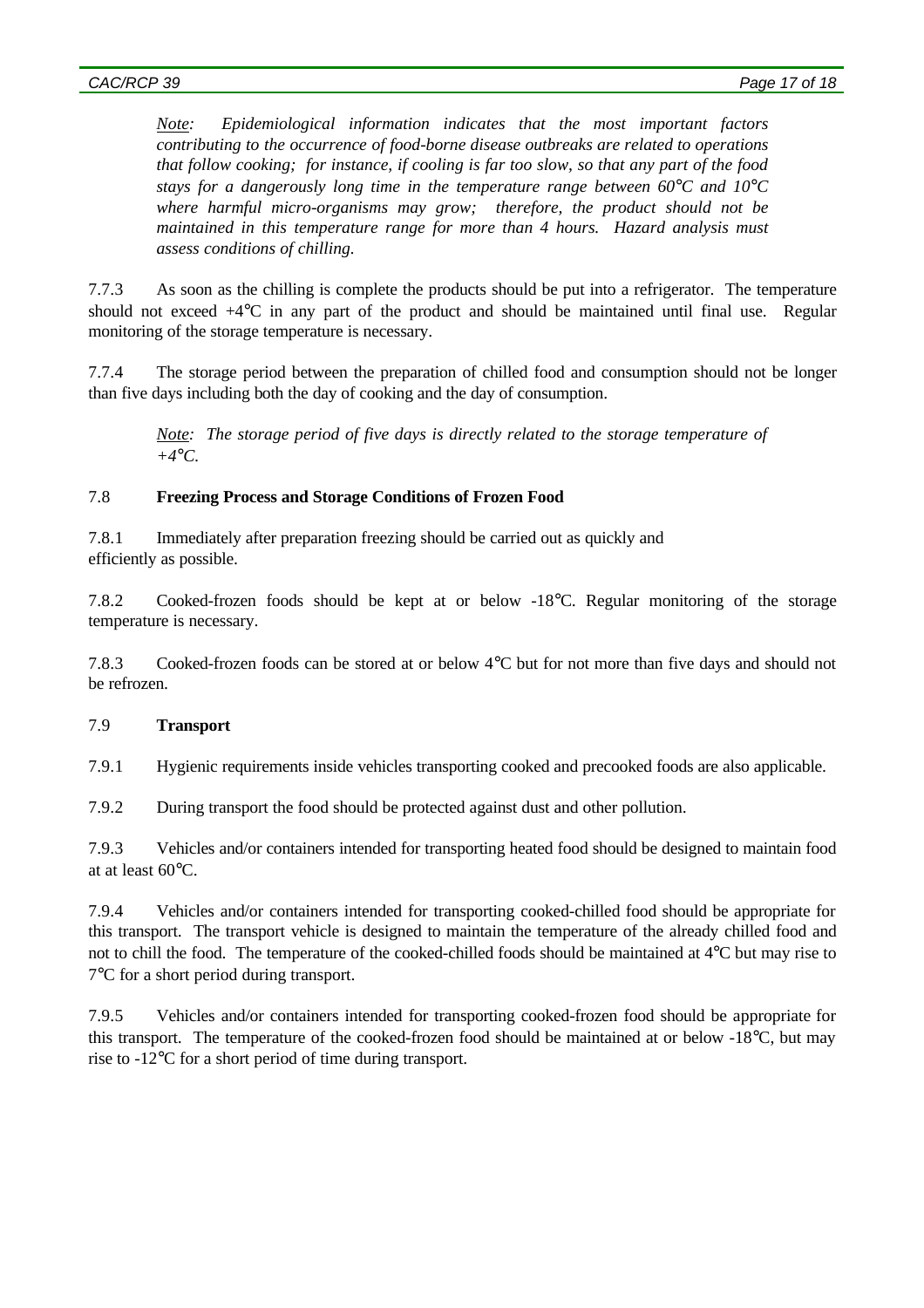*Note: Epidemiological information indicates that the most important factors contributing to the occurrence of food-borne disease outbreaks are related to operations that follow cooking; for instance, if cooling is far too slow, so that any part of the food stays for a dangerously long time in the temperature range between 60°C and 10°C where harmful micro-organisms may grow; therefore, the product should not be maintained in this temperature range for more than 4 hours. Hazard analysis must assess conditions of chilling.*

7.7.3 As soon as the chilling is complete the products should be put into a refrigerator. The temperature should not exceed +4°C in any part of the product and should be maintained until final use. Regular monitoring of the storage temperature is necessary.

7.7.4 The storage period between the preparation of chilled food and consumption should not be longer than five days including both the day of cooking and the day of consumption.

*Note: The storage period of five days is directly related to the storage temperature of +4°C.*

## 7.8 **Freezing Process and Storage Conditions of Frozen Food**

7.8.1 Immediately after preparation freezing should be carried out as quickly and efficiently as possible.

7.8.2 Cooked-frozen foods should be kept at or below -18°C. Regular monitoring of the storage temperature is necessary.

7.8.3 Cooked-frozen foods can be stored at or below 4°C but for not more than five days and should not be refrozen.

## 7.9 **Transport**

7.9.1 Hygienic requirements inside vehicles transporting cooked and precooked foods are also applicable.

7.9.2 During transport the food should be protected against dust and other pollution.

7.9.3 Vehicles and/or containers intended for transporting heated food should be designed to maintain food at at least 60°C.

7.9.4 Vehicles and/or containers intended for transporting cooked-chilled food should be appropriate for this transport. The transport vehicle is designed to maintain the temperature of the already chilled food and not to chill the food. The temperature of the cooked-chilled foods should be maintained at 4°C but may rise to 7°C for a short period during transport.

7.9.5 Vehicles and/or containers intended for transporting cooked-frozen food should be appropriate for this transport. The temperature of the cooked-frozen food should be maintained at or below -18°C, but may rise to -12°C for a short period of time during transport.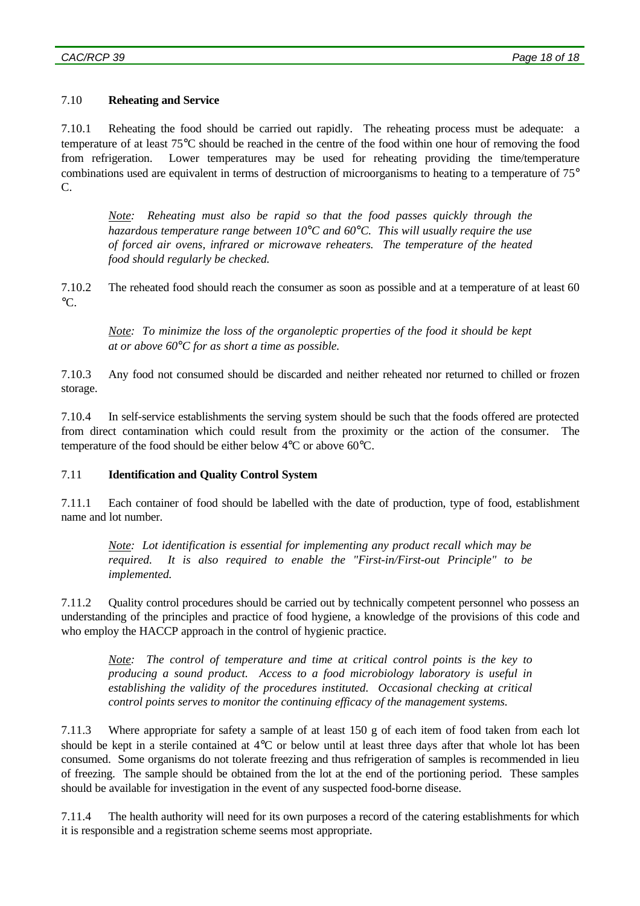7.10 **Reheating and Service**

7.10.1 Reheating the food should be carried out rapidly. The reheating process must be adequate: a temperature of at least 75°C should be reached in the centre of the food within one hour of removing the food from refrigeration. Lower temperatures may be used for reheating providing the time/temperature combinations used are equivalent in terms of destruction of microorganisms to heating to a temperature of 75° C.

> *Note: Reheating must also be rapid so that the food passes quickly through the hazardous temperature range between 10°C and 60°C. This will usually require the use of forced air ovens, infrared or microwave reheaters. The temperature of the heated food should regularly be checked.*

7.10.2 The reheated food should reach the consumer as soon as possible and at a temperature of at least 60 °C.

> *Note: To minimize the loss of the organoleptic properties of the food it should be kept at or above 60°C for as short a time as possible.*

7.10.3 Any food not consumed should be discarded and neither reheated nor returned to chilled or frozen storage.

7.10.4 In self-service establishments the serving system should be such that the foods offered are protected from direct contamination which could result from the proximity or the action of the consumer. The temperature of the food should be either below 4°C or above 60°C.

7.11 **Identification and Quality Control System**

7.11.1 Each container of food should be labelled with the date of production, type of food, establishment name and lot number.

> *Note: Lot identification is essential for implementing any product recall which may be required. It is also required to enable the "First-in/First-out Principle" to be implemented.*

7.11.2 Quality control procedures should be carried out by technically competent personnel who possess an understanding of the principles and practice of food hygiene, a knowledge of the provisions of this code and who employ the HACCP approach in the control of hygienic practice.

> *Note: The control of temperature and time at critical control points is the key to producing a sound product. Access to a food microbiology laboratory is useful in establishing the validity of the procedures instituted. Occasional checking at critical control points serves to monitor the continuing efficacy of the management systems.*

7.11.3 Where appropriate for safety a sample of at least 150 g of each item of food taken from each lot should be kept in a sterile contained at 4°C or below until at least three days after that whole lot has been consumed. Some organisms do not tolerate freezing and thus refrigeration of samples is recommended in lieu of freezing. The sample should be obtained from the lot at the end of the portioning period. These samples should be available for investigation in the event of any suspected food-borne disease.

7.11.4 The health authority will need for its own purposes a record of the catering establishments for which it is responsible and a registration scheme seems most appropriate.